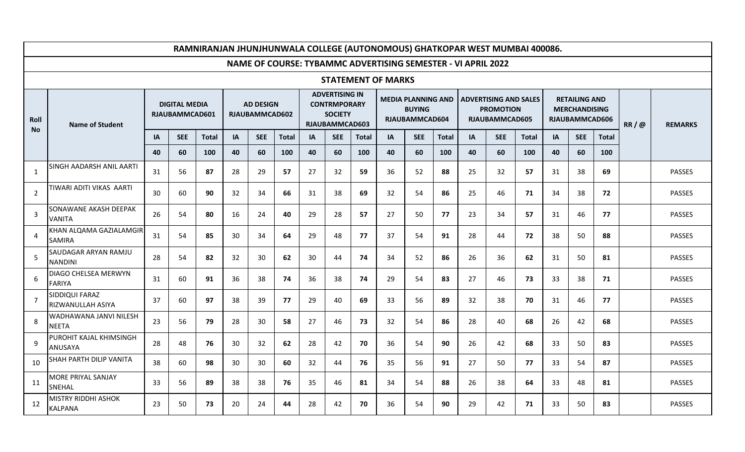# RAMNIRANJAN JHUNJHUNWALA COLLEGE (AUTONOMOUS) GHATKOPAR WEST MUMBAI 400086.

## NAME OF COURSE: TYBAMMC ADVERTISING SEMESTER - VI APRIL 2022

## STATEMENT OF MARKS

| Roll No | Name of Student | DIGITAL MEDIA RJAUBAMMCAD601 | | | AD DESIGN RJAUBAMMCAD602 | | | ADVERTISING IN CONTRMPORARY SOCIETY RJAUBAMMCAD603 | | | MEDIA PLANNING AND BUYING RJAUBAMMCAD604 | | | ADVERTISING AND SALES PROMOTION RJAUBAMMCAD605 | | | RETAILING AND MERCHANDISING RJAUBAMMCAD606 | | | RR / @ | REMARKS |
|---|---|---|---|---|---|---|---|---|---|---|---|---|---|---|---|---|---|---|---|---|---|
| | | IA | SEE | Total | IA | SEE | Total | IA | SEE | Total | IA | SEE | Total | IA | SEE | Total | IA | SEE | Total | | |
| | | 40 | 60 | 100 | 40 | 60 | 100 | 40 | 60 | 100 | 40 | 60 | 100 | 40 | 60 | 100 | 40 | 60 | 100 | | |
| 1 | SINGH AADARSH ANIL AARTI | 31 | 56 | **87** | 28 | 29 | **57** | 27 | 32 | **59** | 36 | 52 | **88** | 25 | 32 | **57** | 31 | 38 | **69** | | PASSES |
| 2 | TIWARI ADITI VIKAS AARTI | 30 | 60 | **90** | 32 | 34 | **66** | 31 | 38 | **69** | 32 | 54 | **86** | 25 | 46 | **71** | 34 | 38 | **72** | | PASSES |
| 3 | SONAWANE AKASH DEEPAK VANITA | 26 | 54 | **80** | 16 | 24 | **40** | 29 | 28 | **57** | 27 | 50 | **77** | 23 | 34 | **57** | 31 | 46 | **77** | | PASSES |
| 4 | KHAN ALQAMA GAZIALAMGIR SAMIRA | 31 | 54 | **85** | 30 | 34 | **64** | 29 | 48 | **77** | 37 | 54 | **91** | 28 | 44 | **72** | 38 | 50 | **88** | | PASSES |
| 5 | SAUDAGAR ARYAN RAMJU NANDINI | 28 | 54 | **82** | 32 | 30 | **62** | 30 | 44 | **74** | 34 | 52 | **86** | 26 | 36 | **62** | 31 | 50 | **81** | | PASSES |
| 6 | DIAGO CHELSEA MERWYN FARIYA | 31 | 60 | **91** | 36 | 38 | **74** | 36 | 38 | **74** | 29 | 54 | **83** | 27 | 46 | **73** | 33 | 38 | **71** | | PASSES |
| 7 | SIDDIQUI FARAZ RIZWANULLAH ASIYA | 37 | 60 | **97** | 38 | 39 | **77** | 29 | 40 | **69** | 33 | 56 | **89** | 32 | 38 | **70** | 31 | 46 | **77** | | PASSES |
| 8 | WADHAWANA JANVI NILESH NEETA | 23 | 56 | **79** | 28 | 30 | **58** | 27 | 46 | **73** | 32 | 54 | **86** | 28 | 40 | **68** | 26 | 42 | **68** | | PASSES |
| 9 | PUROHIT KAJAL KHIMSINGH ANUSAYA | 28 | 48 | **76** | 30 | 32 | **62** | 28 | 42 | **70** | 36 | 54 | **90** | 26 | 42 | **68** | 33 | 50 | **83** | | PASSES |
| 10 | SHAH PARTH DILIP VANITA | 38 | 60 | **98** | 30 | 30 | **60** | 32 | 44 | **76** | 35 | 56 | **91** | 27 | 50 | **77** | 33 | 54 | **87** | | PASSES |
| 11 | MORE PRIYAL SANJAY SNEHAL | 33 | 56 | **89** | 38 | 38 | **76** | 35 | 46 | **81** | 34 | 54 | **88** | 26 | 38 | **64** | 33 | 48 | **81** | | PASSES |
| 12 | MISTRY RIDDHI ASHOK KALPANA | 23 | 50 | **73** | 20 | 24 | **44** | 28 | 42 | **70** | 36 | 54 | **90** | 29 | 42 | **71** | 33 | 50 | **83** | | PASSES |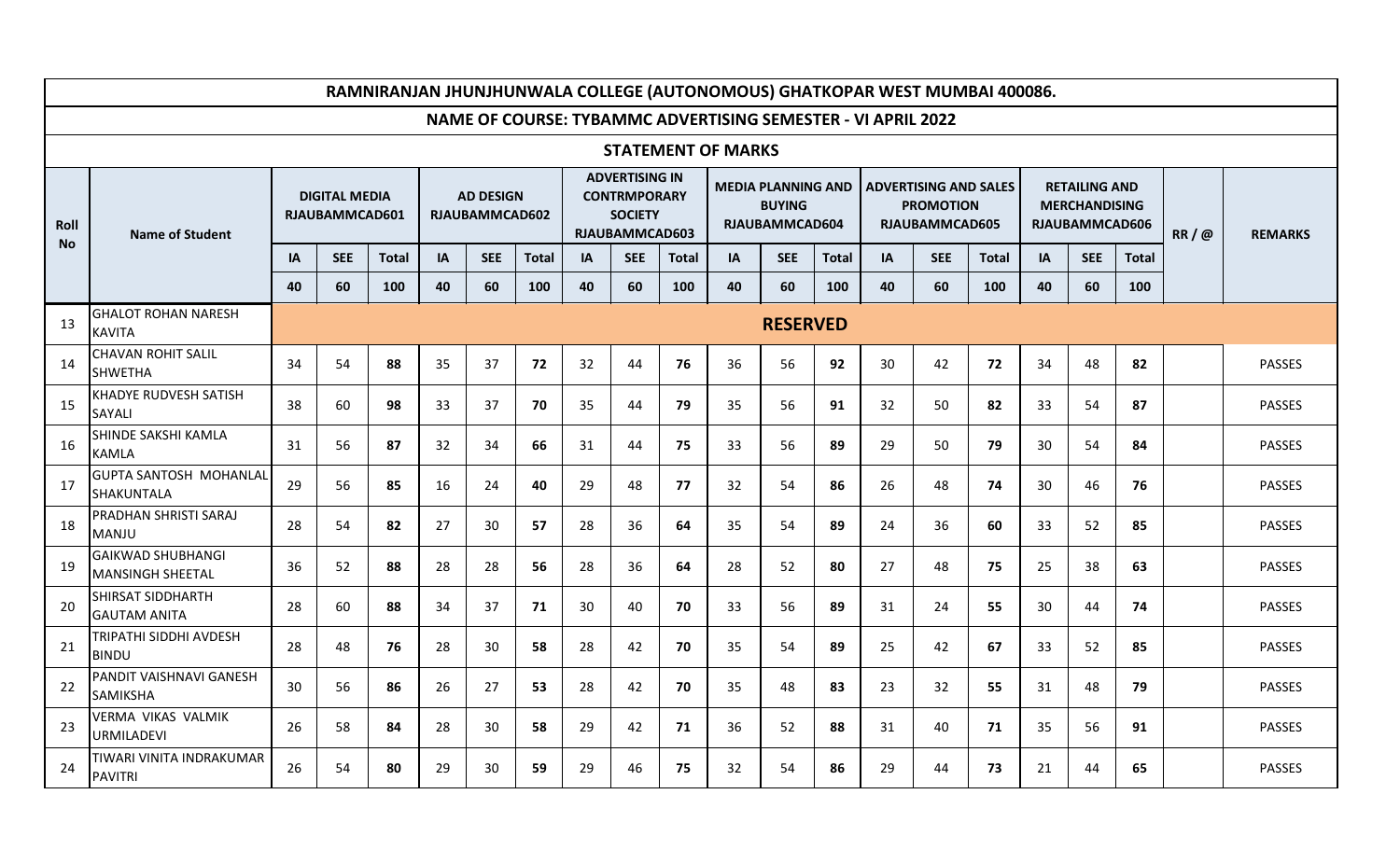# RAMNIRANJAN JHUNJHUNWALA COLLEGE (AUTONOMOUS) GHATKOPAR WEST MUMBAI 400086.

## NAME OF COURSE: TYBAMMC ADVERTISING SEMESTER - VI APRIL 2022

### STATEMENT OF MARKS

| Roll No | Name of Student | DIGITAL MEDIA RJAUBAMMCAD601 | | | AD DESIGN RJAUBAMMCAD602 | | | ADVERTISING IN CONTRMPORARY SOCIETY RJAUBAMMCAD603 | | | MEDIA PLANNING AND BUYING RJAUBAMMCAD604 | | | ADVERTISING AND SALES PROMOTION RJAUBAMMCAD605 | | | RETAILING AND MERCHANDISING RJAUBAMMCAD606 | | | RR / @ | REMARKS |
|---|---|---|---|---|---|---|---|---|---|---|---|---|---|---|---|---|---|---|---|---|---|
| | | IA | SEE | Total | IA | SEE | Total | IA | SEE | Total | IA | SEE | Total | IA | SEE | Total | IA | SEE | Total | | |
| | | 40 | 60 | 100 | 40 | 60 | 100 | 40 | 60 | 100 | 40 | 60 | 100 | 40 | 60 | 100 | 40 | 60 | 100 | | |
| 13 | GHALOT ROHAN NARESH KAVITA | RESERVED | | | | | | | | | | | | | | | | | | | |
| 14 | CHAVAN ROHIT SALIL SHWETHA | 34 | 54 | **88** | 35 | 37 | **72** | 32 | 44 | **76** | 36 | 56 | **92** | 30 | 42 | **72** | 34 | 48 | **82** | | PASSES |
| 15 | KHADYE RUDVESH SATISH SAYALI | 38 | 60 | **98** | 33 | 37 | **70** | 35 | 44 | **79** | 35 | 56 | **91** | 32 | 50 | **82** | 33 | 54 | **87** | | PASSES |
| 16 | SHINDE SAKSHI KAMLA KAMLA | 31 | 56 | **87** | 32 | 34 | **66** | 31 | 44 | **75** | 33 | 56 | **89** | 29 | 50 | **79** | 30 | 54 | **84** | | PASSES |
| 17 | GUPTA SANTOSH MOHANLAL SHAKUNTALA | 29 | 56 | **85** | 16 | 24 | **40** | 29 | 48 | **77** | 32 | 54 | **86** | 26 | 48 | **74** | 30 | 46 | **76** | | PASSES |
| 18 | PRADHAN SHRISTI SARAJ MANJU | 28 | 54 | **82** | 27 | 30 | **57** | 28 | 36 | **64** | 35 | 54 | **89** | 24 | 36 | **60** | 33 | 52 | **85** | | PASSES |
| 19 | GAIKWAD SHUBHANGI MANSINGH SHEETAL | 36 | 52 | **88** | 28 | 28 | **56** | 28 | 36 | **64** | 28 | 52 | **80** | 27 | 48 | **75** | 25 | 38 | **63** | | PASSES |
| 20 | SHIRSAT SIDDHARTH GAUTAM ANITA | 28 | 60 | **88** | 34 | 37 | **71** | 30 | 40 | **70** | 33 | 56 | **89** | 31 | 24 | **55** | 30 | 44 | **74** | | PASSES |
| 21 | TRIPATHI SIDDHI AVDESH BINDU | 28 | 48 | **76** | 28 | 30 | **58** | 28 | 42 | **70** | 35 | 54 | **89** | 25 | 42 | **67** | 33 | 52 | **85** | | PASSES |
| 22 | PANDIT VAISHNAVI GANESH SAMIKSHA | 30 | 56 | **86** | 26 | 27 | **53** | 28 | 42 | **70** | 35 | 48 | **83** | 23 | 32 | **55** | 31 | 48 | **79** | | PASSES |
| 23 | VERMA VIKAS VALMIK URMILADEVI | 26 | 58 | **84** | 28 | 30 | **58** | 29 | 42 | **71** | 36 | 52 | **88** | 31 | 40 | **71** | 35 | 56 | **91** | | PASSES |
| 24 | TIWARI VINITA INDRAKUMAR PAVITRI | 26 | 54 | **80** | 29 | 30 | **59** | 29 | 46 | **75** | 32 | 54 | **86** | 29 | 44 | **73** | 21 | 44 | **65** | | PASSES |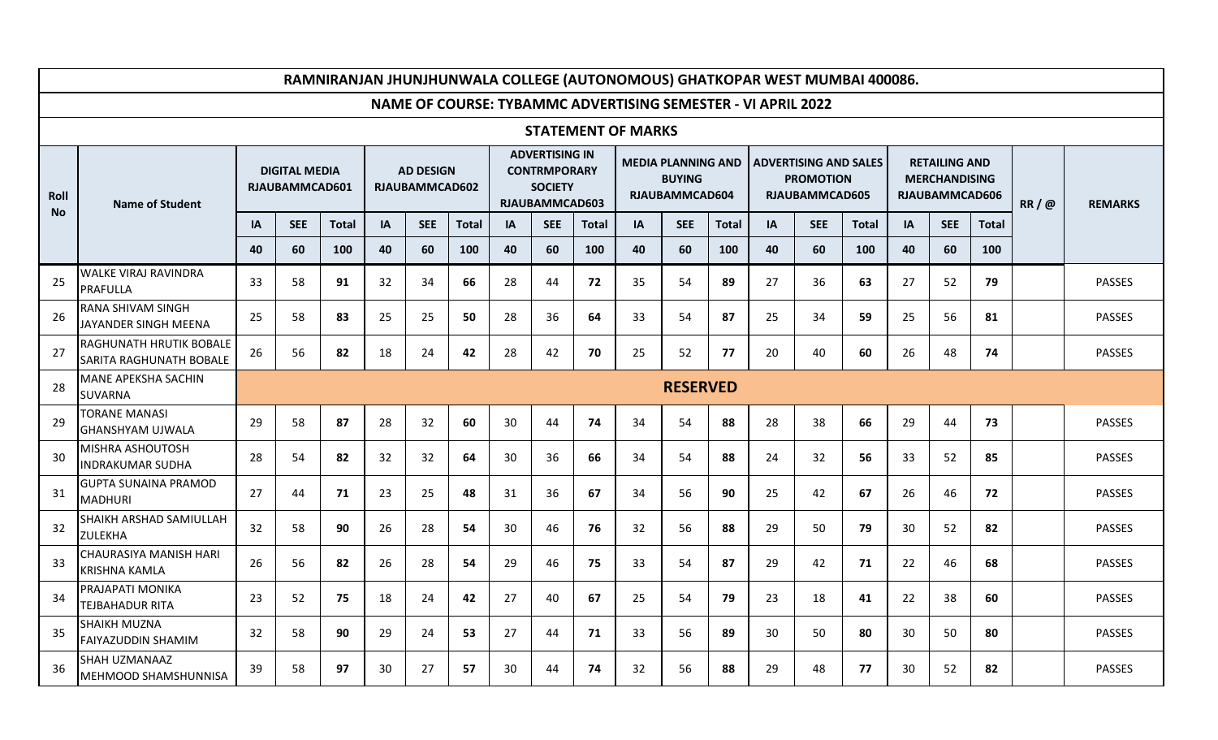# RAMNIRANJAN JHUNJHUNWALA COLLEGE (AUTONOMOUS) GHATKOPAR WEST MUMBAI 400086.

## NAME OF COURSE: TYBAMMC ADVERTISING SEMESTER - VI APRIL 2022

### STATEMENT OF MARKS

| Roll No | Name of Student | DIGITAL MEDIA RJAUBAMMCAD601 | | | AD DESIGN RJAUBAMMCAD602 | | | ADVERTISING IN CONTRMPORARY SOCIETY RJAUBAMMCAD603 | | | MEDIA PLANNING AND BUYING RJAUBAMMCAD604 | | | ADVERTISING AND SALES PROMOTION RJAUBAMMCAD605 | | | RETAILING AND MERCHANDISING RJAUBAMMCAD606 | | | RR / @ | REMARKS |
|---|---|---|---|---|---|---|---|---|---|---|---|---|---|---|---|---|---|---|---|---|---|
| | | IA | SEE | Total | IA | SEE | Total | IA | SEE | Total | IA | SEE | Total | IA | SEE | Total | IA | SEE | Total | | |
| | | 40 | 60 | 100 | 40 | 60 | 100 | 40 | 60 | 100 | 40 | 60 | 100 | 40 | 60 | 100 | 40 | 60 | 100 | | |
| 25 | WALKE VIRAJ RAVINDRA PRAFULLA | 33 | 58 | **91** | 32 | 34 | **66** | 28 | 44 | **72** | 35 | 54 | **89** | 27 | 36 | **63** | 27 | 52 | **79** | | PASSES |
| 26 | RANA SHIVAM SINGH JAYANDER SINGH MEENA | 25 | 58 | **83** | 25 | 25 | **50** | 28 | 36 | **64** | 33 | 54 | **87** | 25 | 34 | **59** | 25 | 56 | **81** | | PASSES |
| 27 | RAGHUNATH HRUTIK BOBALE SARITA RAGHUNATH BOBALE | 26 | 56 | **82** | 18 | 24 | **42** | 28 | 42 | **70** | 25 | 52 | **77** | 20 | 40 | **60** | 26 | 48 | **74** | | PASSES |
| 28 | MANE APEKSHA SACHIN SUVARNA | **RESERVED** | | | | | | | | | | | | | | | | | | | |
| 29 | TORANE MANASI GHANSHYAM UJWALA | 29 | 58 | **87** | 28 | 32 | **60** | 30 | 44 | **74** | 34 | 54 | **88** | 28 | 38 | **66** | 29 | 44 | **73** | | PASSES |
| 30 | MISHRA ASHOUTOSH INDRAKUMAR SUDHA | 28 | 54 | **82** | 32 | 32 | **64** | 30 | 36 | **66** | 34 | 54 | **88** | 24 | 32 | **56** | 33 | 52 | **85** | | PASSES |
| 31 | GUPTA SUNAINA PRAMOD MADHURI | 27 | 44 | **71** | 23 | 25 | **48** | 31 | 36 | **67** | 34 | 56 | **90** | 25 | 42 | **67** | 26 | 46 | **72** | | PASSES |
| 32 | SHAIKH ARSHAD SAMIULLAH ZULEKHA | 32 | 58 | **90** | 26 | 28 | **54** | 30 | 46 | **76** | 32 | 56 | **88** | 29 | 50 | **79** | 30 | 52 | **82** | | PASSES |
| 33 | CHAURASIYA MANISH HARI KRISHNA KAMLA | 26 | 56 | **82** | 26 | 28 | **54** | 29 | 46 | **75** | 33 | 54 | **87** | 29 | 42 | **71** | 22 | 46 | **68** | | PASSES |
| 34 | PRAJAPATI MONIKA TEJBAHADUR RITA | 23 | 52 | **75** | 18 | 24 | **42** | 27 | 40 | **67** | 25 | 54 | **79** | 23 | 18 | **41** | 22 | 38 | **60** | | PASSES |
| 35 | SHAIKH MUZNA FAIYAZUDDIN SHAMIM | 32 | 58 | **90** | 29 | 24 | **53** | 27 | 44 | **71** | 33 | 56 | **89** | 30 | 50 | **80** | 30 | 50 | **80** | | PASSES |
| 36 | SHAH UZMANAAZ MEHMOOD SHAMSHUNNISA | 39 | 58 | **97** | 30 | 27 | **57** | 30 | 44 | **74** | 32 | 56 | **88** | 29 | 48 | **77** | 30 | 52 | **82** | | PASSES |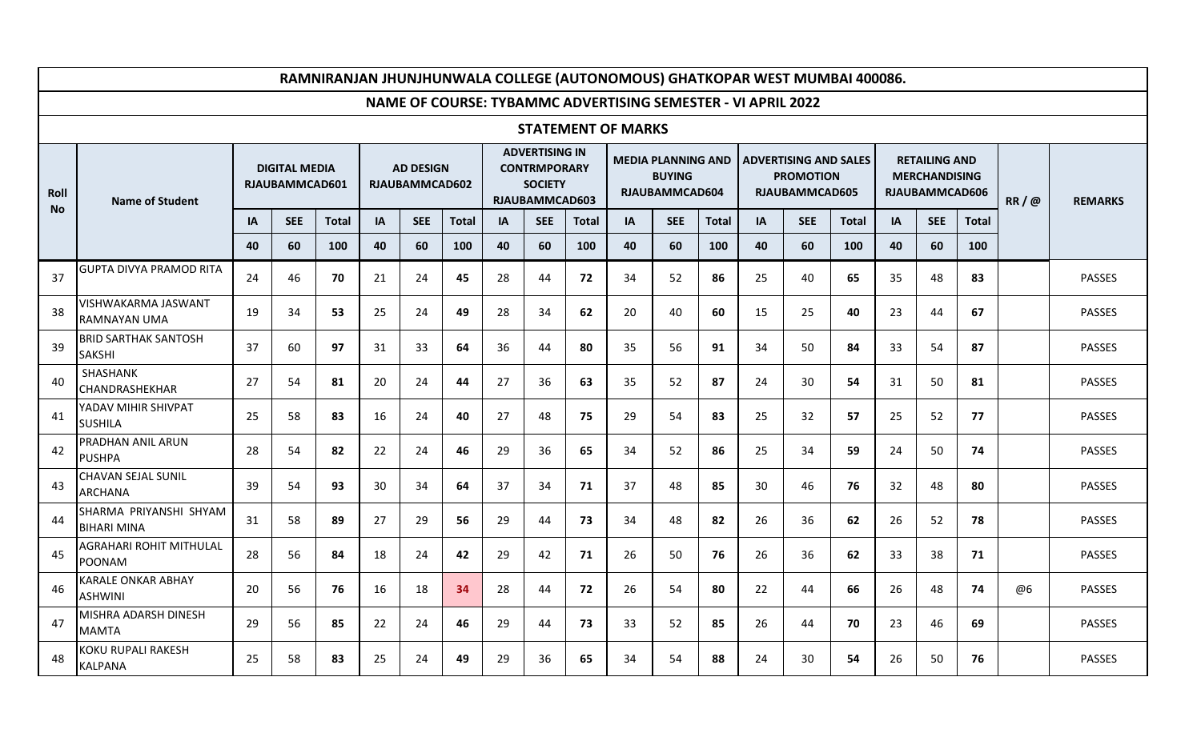# RAMNIRANJAN JHUNJHUNWALA COLLEGE (AUTONOMOUS) GHATKOPAR WEST MUMBAI 400086.

## NAME OF COURSE: TYBAMMC ADVERTISING SEMESTER - VI APRIL 2022

### STATEMENT OF MARKS

| Roll No | Name of Student | DIGITAL MEDIA RJAUBAMMCAD601 | | | AD DESIGN RJAUBAMMCAD602 | | | ADVERTISING IN CONTRMPORARY SOCIETY RJAUBAMMCAD603 | | | MEDIA PLANNING AND BUYING RJAUBAMMCAD604 | | | ADVERTISING AND SALES PROMOTION RJAUBAMMCAD605 | | | RETAILING AND MERCHANDISING RJAUBAMMCAD606 | | | RR / @ | REMARKS |
|---|---|---|---|---|---|---|---|---|---|---|---|---|---|---|---|---|---|---|---|---|---|
| | | IA | SEE | Total | IA | SEE | Total | IA | SEE | Total | IA | SEE | Total | IA | SEE | Total | IA | SEE | Total | | |
| | | 40 | 60 | 100 | 40 | 60 | 100 | 40 | 60 | 100 | 40 | 60 | 100 | 40 | 60 | 100 | 40 | 60 | 100 | | |
| 37 | GUPTA DIVYA PRAMOD RITA | 24 | 46 | **70** | 21 | 24 | **45** | 28 | 44 | **72** | 34 | 52 | **86** | 25 | 40 | **65** | 35 | 48 | **83** | | PASSES |
| 38 | VISHWAKARMA JASWANT RAMNAYAN UMA | 19 | 34 | **53** | 25 | 24 | **49** | 28 | 34 | **62** | 20 | 40 | **60** | 15 | 25 | **40** | 23 | 44 | **67** | | PASSES |
| 39 | BRID SARTHAK SANTOSH SAKSHI | 37 | 60 | **97** | 31 | 33 | **64** | 36 | 44 | **80** | 35 | 56 | **91** | 34 | 50 | **84** | 33 | 54 | **87** | | PASSES |
| 40 | SHASHANK CHANDRASHEKHAR | 27 | 54 | **81** | 20 | 24 | **44** | 27 | 36 | **63** | 35 | 52 | **87** | 24 | 30 | **54** | 31 | 50 | **81** | | PASSES |
| 41 | YADAV MIHIR SHIVPAT SUSHILA | 25 | 58 | **83** | 16 | 24 | **40** | 27 | 48 | **75** | 29 | 54 | **83** | 25 | 32 | **57** | 25 | 52 | **77** | | PASSES |
| 42 | PRADHAN ANIL ARUN PUSHPA | 28 | 54 | **82** | 22 | 24 | **46** | 29 | 36 | **65** | 34 | 52 | **86** | 25 | 34 | **59** | 24 | 50 | **74** | | PASSES |
| 43 | CHAVAN SEJAL SUNIL ARCHANA | 39 | 54 | **93** | 30 | 34 | **64** | 37 | 34 | **71** | 37 | 48 | **85** | 30 | 46 | **76** | 32 | 48 | **80** | | PASSES |
| 44 | SHARMA PRIYANSHI SHYAM BIHARI MINA | 31 | 58 | **89** | 27 | 29 | **56** | 29 | 44 | **73** | 34 | 48 | **82** | 26 | 36 | **62** | 26 | 52 | **78** | | PASSES |
| 45 | AGRAHARI ROHIT MITHULAL POONAM | 28 | 56 | **84** | 18 | 24 | **42** | 29 | 42 | **71** | 26 | 50 | **76** | 26 | 36 | **62** | 33 | 38 | **71** | | PASSES |
| 46 | KARALE ONKAR ABHAY ASHWINI | 20 | 56 | **76** | 16 | 18 | **34** | 28 | 44 | **72** | 26 | 54 | **80** | 22 | 44 | **66** | 26 | 48 | **74** | @6 | PASSES |
| 47 | MISHRA ADARSH DINESH MAMTA | 29 | 56 | **85** | 22 | 24 | **46** | 29 | 44 | **73** | 33 | 52 | **85** | 26 | 44 | **70** | 23 | 46 | **69** | | PASSES |
| 48 | KOKU RUPALI RAKESH KALPANA | 25 | 58 | **83** | 25 | 24 | **49** | 29 | 36 | **65** | 34 | 54 | **88** | 24 | 30 | **54** | 26 | 50 | **76** | | PASSES |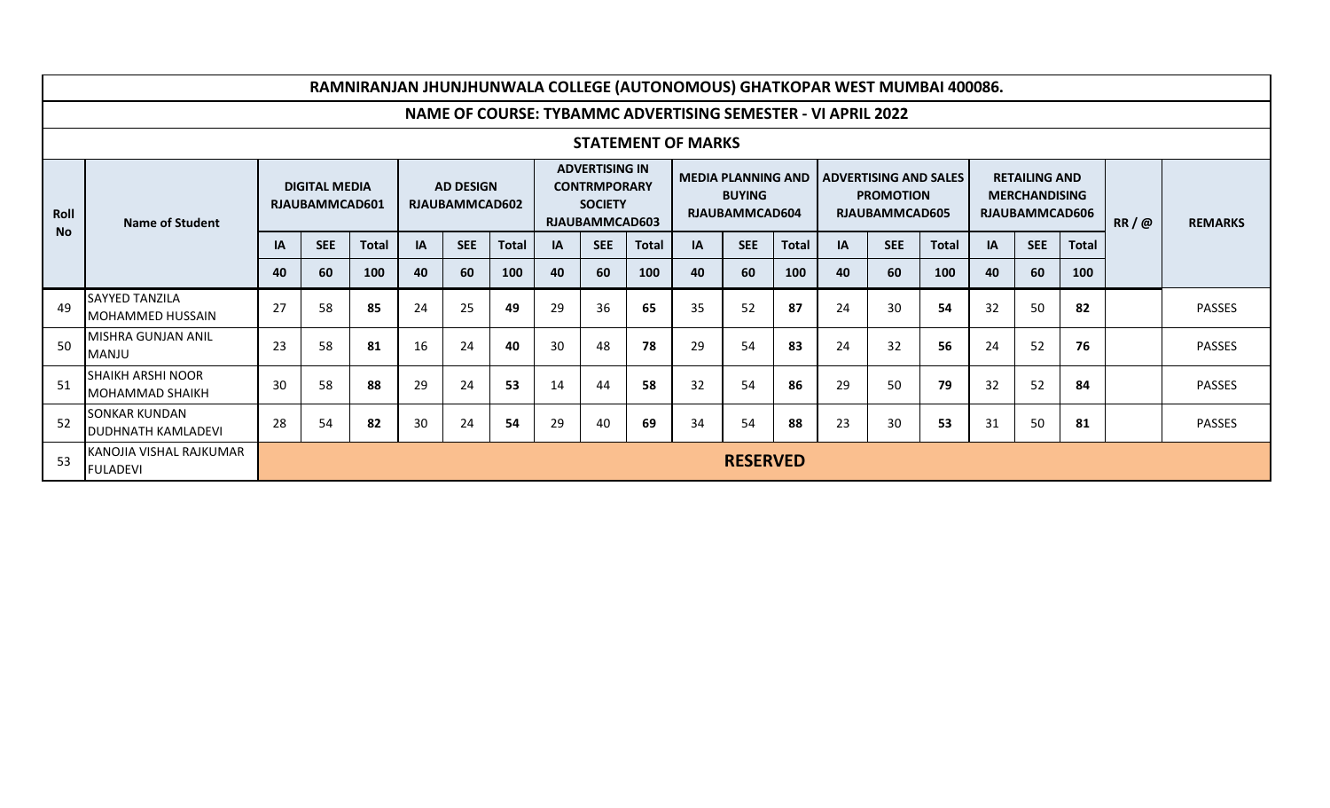# RAMNIRANJAN JHUNJHUNWALA COLLEGE (AUTONOMOUS) GHATKOPAR WEST MUMBAI 400086.

## NAME OF COURSE: TYBAMMC ADVERTISING SEMESTER - VI APRIL 2022

### STATEMENT OF MARKS

| Roll No | Name of Student | DIGITAL MEDIA RJAUBAMMCAD601 | | | AD DESIGN RJAUBAMMCAD602 | | | ADVERTISING IN CONTRMPORARY SOCIETY RJAUBAMMCAD603 | | | MEDIA PLANNING AND BUYING RJAUBAMMCAD604 | | | ADVERTISING AND SALES PROMOTION RJAUBAMMCAD605 | | | RETAILING AND MERCHANDISING RJAUBAMMCAD606 | | | RR / @ | REMARKS |
|---|---|---|---|---|---|---|---|---|---|---|---|---|---|---|---|---|---|---|---|---|---|
| | | IA | SEE | Total | IA | SEE | Total | IA | SEE | Total | IA | SEE | Total | IA | SEE | Total | IA | SEE | Total | | |
| | | 40 | 60 | 100 | 40 | 60 | 100 | 40 | 60 | 100 | 40 | 60 | 100 | 40 | 60 | 100 | 40 | 60 | 100 | | |
| 49 | SAYYED TANZILA MOHAMMED HUSSAIN | 27 | 58 | **85** | 24 | 25 | **49** | 29 | 36 | **65** | 35 | 52 | **87** | 24 | 30 | **54** | 32 | 50 | **82** | | PASSES |
| 50 | MISHRA GUNJAN ANIL MANJU | 23 | 58 | **81** | 16 | 24 | **40** | 30 | 48 | **78** | 29 | 54 | **83** | 24 | 32 | **56** | 24 | 52 | **76** | | PASSES |
| 51 | SHAIKH ARSHI NOOR MOHAMMAD SHAIKH | 30 | 58 | **88** | 29 | 24 | **53** | 14 | 44 | **58** | 32 | 54 | **86** | 29 | 50 | **79** | 32 | 52 | **84** | | PASSES |
| 52 | SONKAR KUNDAN DUDHNATH KAMLADEVI | 28 | 54 | **82** | 30 | 24 | **54** | 29 | 40 | **69** | 34 | 54 | **88** | 23 | 30 | **53** | 31 | 50 | **81** | | PASSES |
| 53 | KANOJIA VISHAL RAJKUMAR FULADEVI | **RESERVED** | | | | | | | | | | | | | | | | | | | |